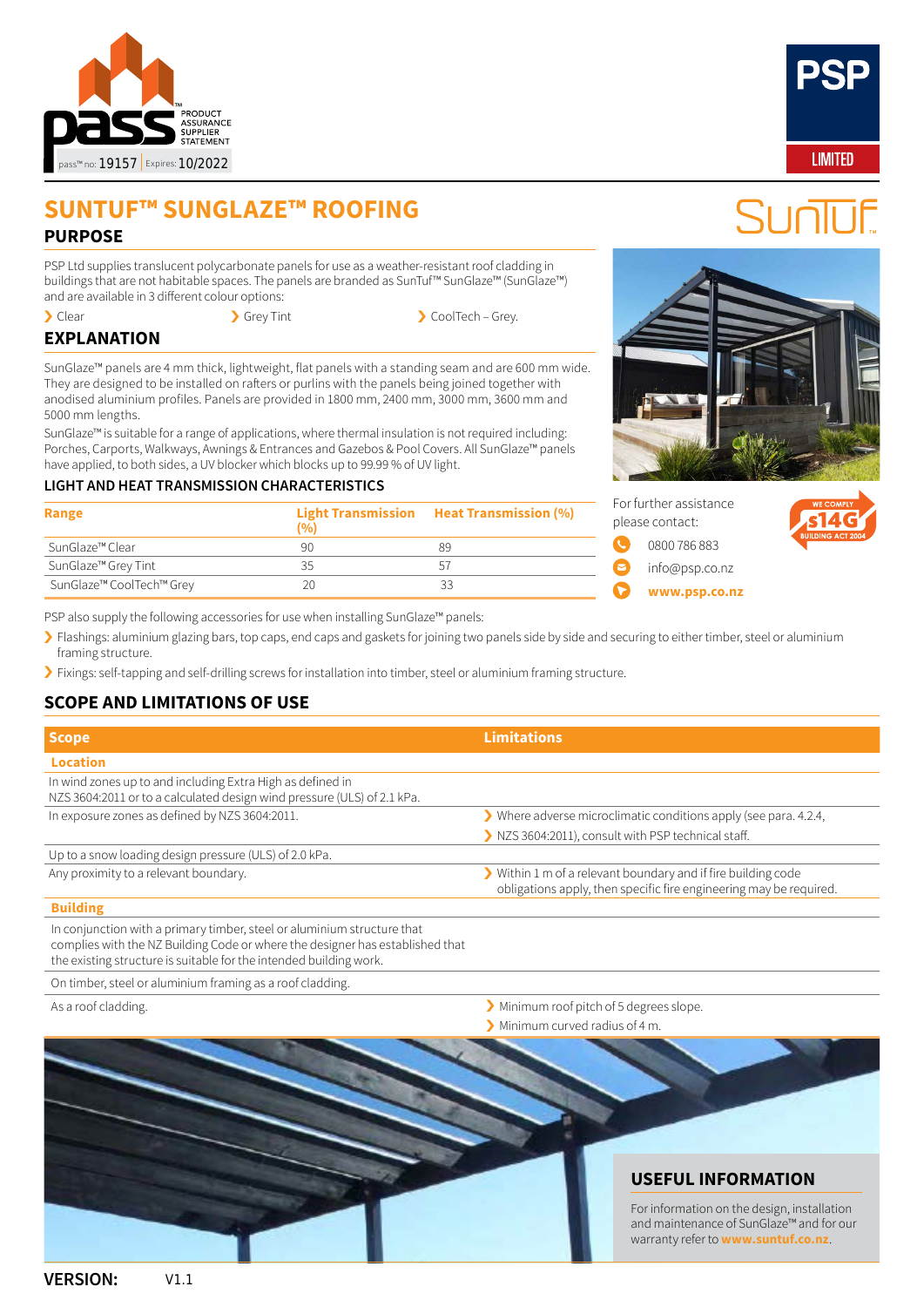PRODUCT ASSURANCE SUPPLIER STATEMENT

pass™ no: 19157 | Expires: 10/2022

# SUNTUF™ SUNGLAZE™ ROOFING

## PURPOSE

PSP Ltd supplies translucent polycarbonate panels for use as a weather-resistant roof cladding in buildings that are not habitable spaces. The panels are branded as SunTuf™ SunGlaze™ (SunGlaze™) and are available in 3 different colour options:

- Clear
- Grey Tint
- CoolTech – Grey.

## EXPLANATION

SunGlaze™ panels are 4 mm thick, lightweight, flat panels with a standing seam and are 600 mm wide. They are designed to be installed on rafters or purlins with the panels being joined together with anodised aluminium profiles. Panels are provided in 1800 mm, 2400 mm, 3000 mm, 3600 mm and 5000 mm lengths.

SunGlaze™ is suitable for a range of applications, where thermal insulation is not required including: Porches, Carports, Walkways, Awnings & Entrances and Gazebos & Pool Covers. All SunGlaze™ panels have applied, to both sides, a UV blocker which blocks up to 99.99 % of UV light.

### LIGHT AND HEAT TRANSMISSION CHARACTERISTICS

| Range | Light Transmission (%) | Heat Transmission (%) |
|---|---|---|
| SunGlaze™ Clear | 90 | 89 |
| SunGlaze™ Grey Tint | 35 | 57 |
| SunGlaze™ CoolTech™ Grey | 20 | 33 |

For further assistance please contact:

- 0800 786 883
- info@psp.co.nz
- www.psp.co.nz

PSP also supply the following accessories for use when installing SunGlaze™ panels:

- Flashings: aluminium glazing bars, top caps, end caps and gaskets for joining two panels side by side and securing to either timber, steel or aluminium framing structure.
- Fixings: self-tapping and self-drilling screws for installation into timber, steel or aluminium framing structure.

## SCOPE AND LIMITATIONS OF USE

| Scope | Limitations |
|---|---|
| **Location** | |
| In wind zones up to and including Extra High as defined in NZS 3604:2011 or to a calculated design wind pressure (ULS) of 2.1 kPa. | |
| In exposure zones as defined by NZS 3604:2011. | Where adverse microclimatic conditions apply (see para. 4.2.4, NZS 3604:2011), consult with PSP technical staff. |
| Up to a snow loading design pressure (ULS) of 2.0 kPa. | |
| Any proximity to a relevant boundary. | Within 1 m of a relevant boundary and if fire building code obligations apply, then specific fire engineering may be required. |
| **Building** | |
| In conjunction with a primary timber, steel or aluminium structure that complies with the NZ Building Code or where the designer has established that the existing structure is suitable for the intended building work. | |
| On timber, steel or aluminium framing as a roof cladding. | |
| As a roof cladding. | Minimum roof pitch of 5 degrees slope. Minimum curved radius of 4 m. |

## USEFUL INFORMATION

For information on the design, installation and maintenance of SunGlaze™ and for our warranty refer to www.suntuf.co.nz.

**VERSION:** V1.1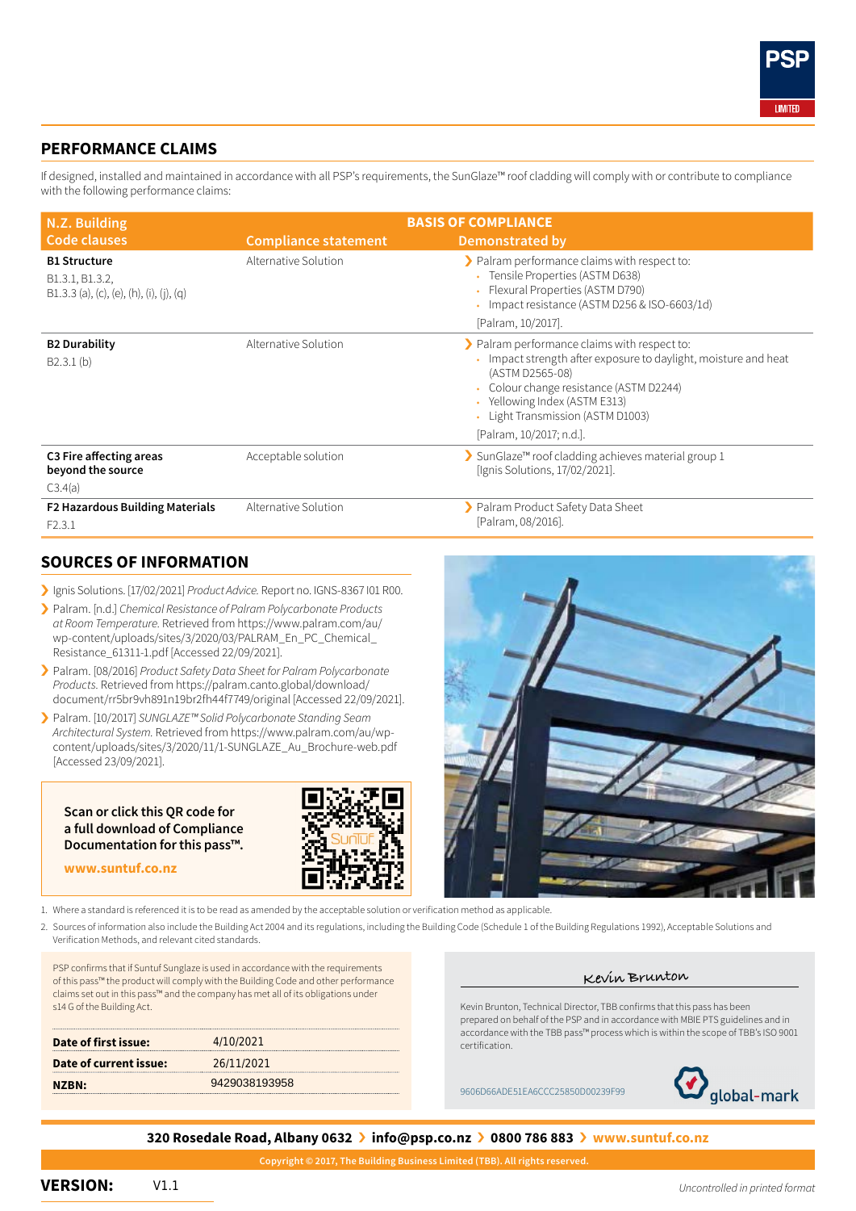## PERFORMANCE CLAIMS

If designed, installed and maintained in accordance with all PSP's requirements, the SunGlaze™ roof cladding will comply with or contribute to compliance with the following performance claims:

| N.Z. Building Code clauses | BASIS OF COMPLIANCE | |
|---|---|---|
| | Compliance statement | Demonstrated by |
| **B1 Structure**<br>B1.3.1, B1.3.2,<br>B1.3.3 (a), (c), (e), (h), (i), (j), (q) | Alternative Solution | Palram performance claims with respect to:<br>• Tensile Properties (ASTM D638)<br>• Flexural Properties (ASTM D790)<br>• Impact resistance (ASTM D256 & ISO-6603/1d)<br>[Palram, 10/2017]. |
| **B2 Durability**<br>B2.3.1 (b) | Alternative Solution | Palram performance claims with respect to:<br>• Impact strength after exposure to daylight, moisture and heat (ASTM D2565-08)<br>• Colour change resistance (ASTM D2244)<br>• Yellowing Index (ASTM E313)<br>• Light Transmission (ASTM D1003)<br>[Palram, 10/2017; n.d.]. |
| **C3 Fire affecting areas beyond the source**<br>C3.4(a) | Acceptable solution | SunGlaze™ roof cladding achieves material group 1 [Ignis Solutions, 17/02/2021]. |
| **F2 Hazardous Building Materials**<br>F2.3.1 | Alternative Solution | Palram Product Safety Data Sheet [Palram, 08/2016]. |

## SOURCES OF INFORMATION

- Ignis Solutions. [17/02/2021] *Product Advice.* Report no. IGNS-8367 I01 R00.
- Palram. [n.d.] *Chemical Resistance of Palram Polycarbonate Products at Room Temperature.* Retrieved from https://www.palram.com/au/wp-content/uploads/sites/3/2020/03/PALRAM_En_PC_Chemical_Resistance_61311-1.pdf [Accessed 22/09/2021].
- Palram. [08/2016] *Product Safety Data Sheet for Palram Polycarbonate Products.* Retrieved from https://palram.canto.global/download/document/rr5br9vh891n19br2fh44f7749/original [Accessed 22/09/2021].
- Palram. [10/2017] *SUNGLAZE™ Solid Polycarbonate Standing Seam Architectural System.* Retrieved from https://www.palram.com/au/wp-content/uploads/sites/3/2020/11/1-SUNGLAZE_Au_Brochure-web.pdf [Accessed 23/09/2021].

**Scan or click this QR code for a full download of Compliance Documentation for this pass™.**

**www.suntuf.co.nz**

1. Where a standard is referenced it is to be read as amended by the acceptable solution or verification method as applicable.
2. Sources of information also include the Building Act 2004 and its regulations, including the Building Code (Schedule 1 of the Building Regulations 1992), Acceptable Solutions and Verification Methods, and relevant cited standards.

PSP confirms that if Suntuf Sunglaze is used in accordance with the requirements of this pass™ the product will comply with the Building Code and other performance claims set out in this pass™ and the company has met all of its obligations under s14 G of the Building Act.

| | |
|---|---|
| **Date of first issue:** | 4/10/2021 |
| **Date of current issue:** | 26/11/2021 |
| **NZBN:** | 9429038193958 |

Kevin Brunton

Kevin Brunton, Technical Director, TBB confirms that this pass has been prepared on behalf of the PSP and in accordance with MBIE PTS guidelines and in accordance with the TBB pass™ process which is within the scope of TBB's ISO 9001 certification.

9606D66ADE51EA6CCC25850D00239F99

global-mark

**320 Rosedale Road, Albany 0632 › info@psp.co.nz › 0800 786 883 › www.suntuf.co.nz**

Copyright © 2017, The Building Business Limited (TBB). All rights reserved.

**VERSION:** V1.1

*Uncontrolled in printed format*